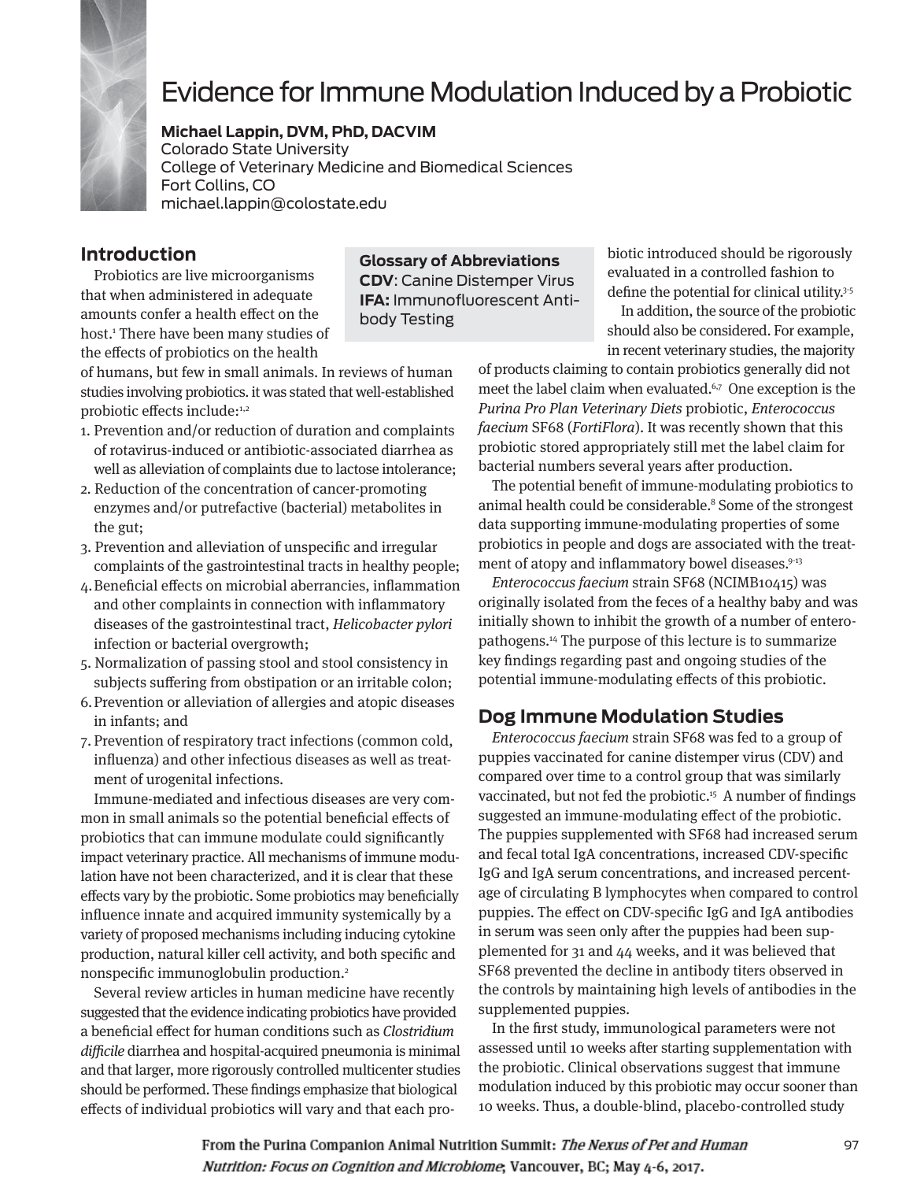# Evidence for Immune Modulation Induced by a Probiotic

**Michael Lappin, DVM, PhD, DACVIM**
Colorado State University
College of Veterinary Medicine and Biomedical Sciences
Fort Collins, CO
michael.lappin@colostate.edu

**Glossary of Abbreviations**
**CDV**: Canine Distemper Virus
**IFA:** Immunofluorescent Antibody Testing

## Introduction

Probiotics are live microorganisms that when administered in adequate amounts confer a health effect on the host.[1] There have been many studies of the effects of probiotics on the health of humans, but few in small animals. In reviews of human studies involving probiotics. it was stated that well-established probiotic effects include:[1,2]

1. Prevention and/or reduction of duration and complaints of rotavirus-induced or antibiotic-associated diarrhea as well as alleviation of complaints due to lactose intolerance;
2. Reduction of the concentration of cancer-promoting enzymes and/or putrefactive (bacterial) metabolites in the gut;
3. Prevention and alleviation of unspecific and irregular complaints of the gastrointestinal tracts in healthy people;
4. Beneficial effects on microbial aberrancies, inflammation and other complaints in connection with inflammatory diseases of the gastrointestinal tract, *Helicobacter pylori* infection or bacterial overgrowth;
5. Normalization of passing stool and stool consistency in subjects suffering from obstipation or an irritable colon;
6. Prevention or alleviation of allergies and atopic diseases in infants; and
7. Prevention of respiratory tract infections (common cold, influenza) and other infectious diseases as well as treatment of urogenital infections.

Immune-mediated and infectious diseases are very common in small animals so the potential beneficial effects of probiotics that can immune modulate could significantly impact veterinary practice. All mechanisms of immune modulation have not been characterized, and it is clear that these effects vary by the probiotic. Some probiotics may beneficially influence innate and acquired immunity systemically by a variety of proposed mechanisms including inducing cytokine production, natural killer cell activity, and both specific and nonspecific immunoglobulin production.[2]

Several review articles in human medicine have recently suggested that the evidence indicating probiotics have provided a beneficial effect for human conditions such as *Clostridium difficile* diarrhea and hospital-acquired pneumonia is minimal and that larger, more rigorously controlled multicenter studies should be performed. These findings emphasize that biological effects of individual probiotics will vary and that each probiotic introduced should be rigorously evaluated in a controlled fashion to define the potential for clinical utility.[3-5]

In addition, the source of the probiotic should also be considered. For example, in recent veterinary studies, the majority of products claiming to contain probiotics generally did not meet the label claim when evaluated.[6,7] One exception is the *Purina Pro Plan Veterinary Diets* probiotic, *Enterococcus faecium* SF68 (*FortiFlora*). It was recently shown that this probiotic stored appropriately still met the label claim for bacterial numbers several years after production.

The potential benefit of immune-modulating probiotics to animal health could be considerable.[8] Some of the strongest data supporting immune-modulating properties of some probiotics in people and dogs are associated with the treatment of atopy and inflammatory bowel diseases.[9-13]

*Enterococcus faecium* strain SF68 (NCIMB10415) was originally isolated from the feces of a healthy baby and was initially shown to inhibit the growth of a number of enteropathogens.[14] The purpose of this lecture is to summarize key findings regarding past and ongoing studies of the potential immune-modulating effects of this probiotic.

## Dog Immune Modulation Studies

*Enterococcus faecium* strain SF68 was fed to a group of puppies vaccinated for canine distemper virus (CDV) and compared over time to a control group that was similarly vaccinated, but not fed the probiotic.[15] A number of findings suggested an immune-modulating effect of the probiotic. The puppies supplemented with SF68 had increased serum and fecal total IgA concentrations, increased CDV-specific IgG and IgA serum concentrations, and increased percentage of circulating B lymphocytes when compared to control puppies. The effect on CDV-specific IgG and IgA antibodies in serum was seen only after the puppies had been supplemented for 31 and 44 weeks, and it was believed that SF68 prevented the decline in antibody titers observed in the controls by maintaining high levels of antibodies in the supplemented puppies.

In the first study, immunological parameters were not assessed until 10 weeks after starting supplementation with the probiotic. Clinical observations suggest that immune modulation induced by this probiotic may occur sooner than 10 weeks. Thus, a double-blind, placebo-controlled study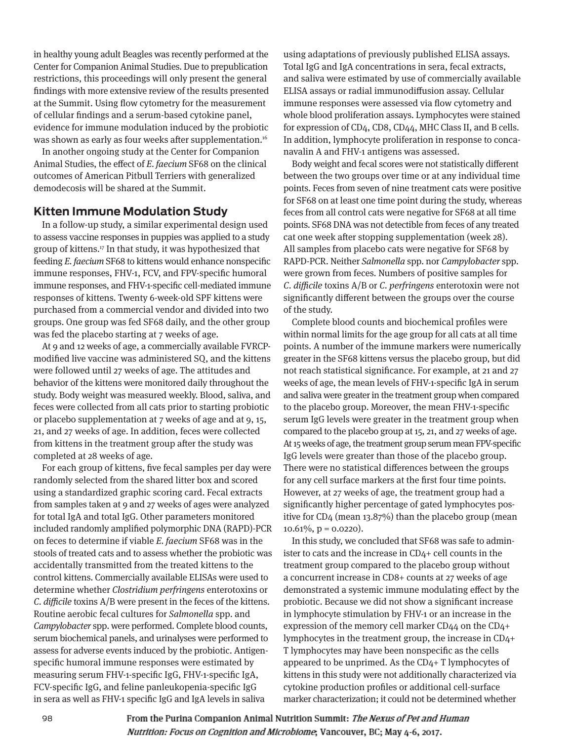in healthy young adult Beagles was recently performed at the Center for Companion Animal Studies. Due to prepublication restrictions, this proceedings will only present the general findings with more extensive review of the results presented at the Summit. Using flow cytometry for the measurement of cellular findings and a serum-based cytokine panel, evidence for immune modulation induced by the probiotic was shown as early as four weeks after supplementation.[16]

In another ongoing study at the Center for Companion Animal Studies, the effect of *E. faecium* SF68 on the clinical outcomes of American Pitbull Terriers with generalized demodecosis will be shared at the Summit.

## Kitten Immune Modulation Study

In a follow-up study, a similar experimental design used to assess vaccine responses in puppies was applied to a study group of kittens.[17] In that study, it was hypothesized that feeding *E. faecium* SF68 to kittens would enhance nonspecific immune responses, FHV-1, FCV, and FPV-specific humoral immune responses, and FHV-1-specific cell-mediated immune responses of kittens. Twenty 6-week-old SPF kittens were purchased from a commercial vendor and divided into two groups. One group was fed SF68 daily, and the other group was fed the placebo starting at 7 weeks of age.

At 9 and 12 weeks of age, a commercially available FVRCP-modified live vaccine was administered SQ, and the kittens were followed until 27 weeks of age. The attitudes and behavior of the kittens were monitored daily throughout the study. Body weight was measured weekly. Blood, saliva, and feces were collected from all cats prior to starting probiotic or placebo supplementation at 7 weeks of age and at 9, 15, 21, and 27 weeks of age. In addition, feces were collected from kittens in the treatment group after the study was completed at 28 weeks of age.

For each group of kittens, five fecal samples per day were randomly selected from the shared litter box and scored using a standardized graphic scoring card. Fecal extracts from samples taken at 9 and 27 weeks of ages were analyzed for total IgA and total IgG. Other parameters monitored included randomly amplified polymorphic DNA (RAPD)-PCR on feces to determine if viable *E. faecium* SF68 was in the stools of treated cats and to assess whether the probiotic was accidentally transmitted from the treated kittens to the control kittens. Commercially available ELISAs were used to determine whether *Clostridium perfringens* enterotoxins or *C. difficile* toxins A/B were present in the feces of the kittens. Routine aerobic fecal cultures for *Salmonella* spp. and *Campylobacter* spp. were performed. Complete blood counts, serum biochemical panels, and urinalyses were performed to assess for adverse events induced by the probiotic. Antigen-specific humoral immune responses were estimated by measuring serum FHV-1-specific IgG, FHV-1-specific IgA, FCV-specific IgG, and feline panleukopenia-specific IgG in sera as well as FHV-1 specific IgG and IgA levels in saliva using adaptations of previously published ELISA assays. Total IgG and IgA concentrations in sera, fecal extracts, and saliva were estimated by use of commercially available ELISA assays or radial immunodiffusion assay. Cellular immune responses were assessed via flow cytometry and whole blood proliferation assays. Lymphocytes were stained for expression of CD4, CD8, CD44, MHC Class II, and B cells. In addition, lymphocyte proliferation in response to concanavalin A and FHV-1 antigens was assessed.

Body weight and fecal scores were not statistically different between the two groups over time or at any individual time points. Feces from seven of nine treatment cats were positive for SF68 on at least one time point during the study, whereas feces from all control cats were negative for SF68 at all time points. SF68 DNA was not detectible from feces of any treated cat one week after stopping supplementation (week 28). All samples from placebo cats were negative for SF68 by RAPD-PCR. Neither *Salmonella* spp. nor *Campylobacter* spp. were grown from feces. Numbers of positive samples for *C. difficile* toxins A/B or *C. perfringens* enterotoxin were not significantly different between the groups over the course of the study.

Complete blood counts and biochemical profiles were within normal limits for the age group for all cats at all time points. A number of the immune markers were numerically greater in the SF68 kittens versus the placebo group, but did not reach statistical significance. For example, at 21 and 27 weeks of age, the mean levels of FHV-1-specific IgA in serum and saliva were greater in the treatment group when compared to the placebo group. Moreover, the mean FHV-1-specific serum IgG levels were greater in the treatment group when compared to the placebo group at 15, 21, and 27 weeks of age. At 15 weeks of age, the treatment group serum mean FPV-specific IgG levels were greater than those of the placebo group. There were no statistical differences between the groups for any cell surface markers at the first four time points. However, at 27 weeks of age, the treatment group had a significantly higher percentage of gated lymphocytes positive for CD4 (mean 13.87%) than the placebo group (mean 10.61%, $p = 0.0220$).

In this study, we concluded that SF68 was safe to administer to cats and the increase in CD4+ cell counts in the treatment group compared to the placebo group without a concurrent increase in CD8+ counts at 27 weeks of age demonstrated a systemic immune modulating effect by the probiotic. Because we did not show a significant increase in lymphocyte stimulation by FHV-1 or an increase in the expression of the memory cell marker CD44 on the CD4+ lymphocytes in the treatment group, the increase in CD4+ T lymphocytes may have been nonspecific as the cells appeared to be unprimed. As the CD4+ T lymphocytes of kittens in this study were not additionally characterized via cytokine production profiles or additional cell-surface marker characterization; it could not be determined whether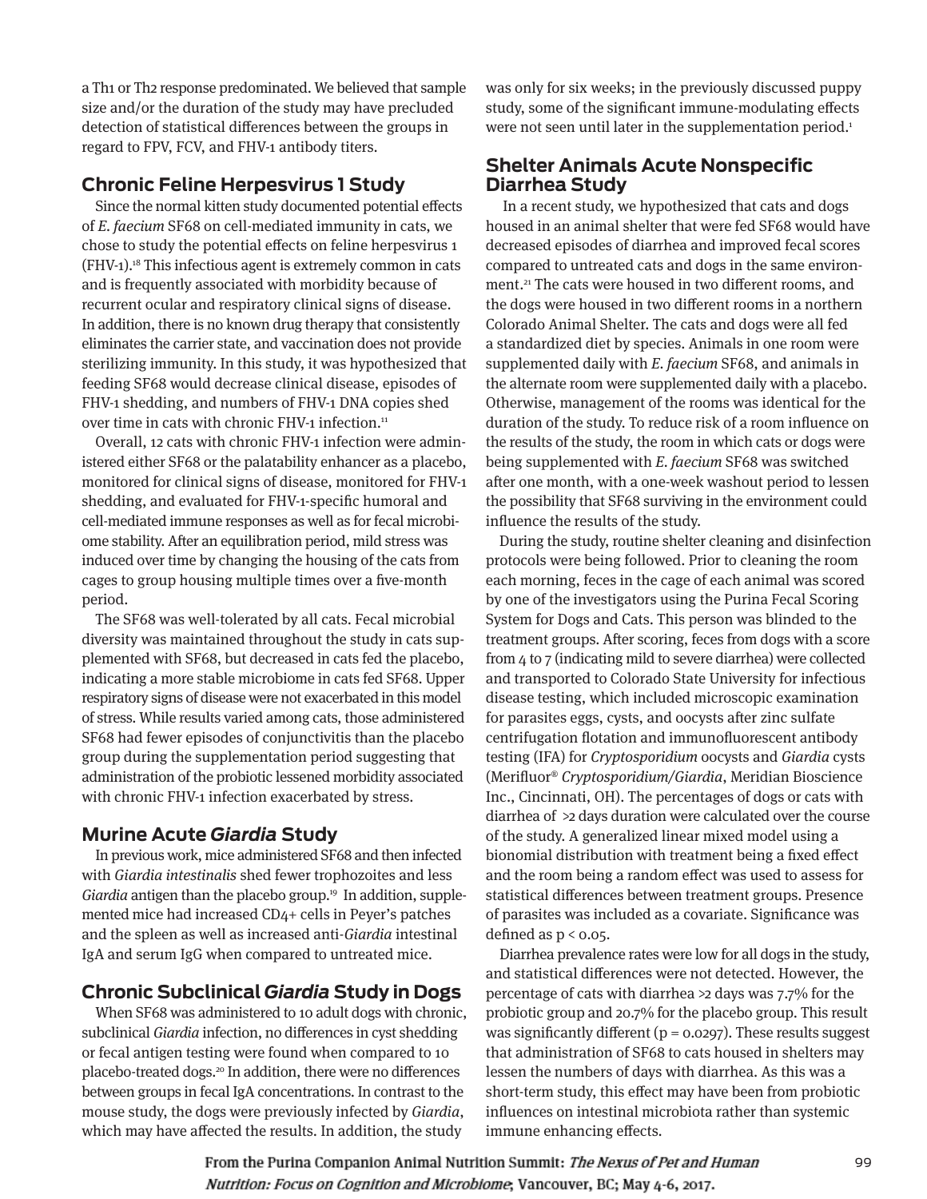a Th1 or Th2 response predominated. We believed that sample size and/or the duration of the study may have precluded detection of statistical differences between the groups in regard to FPV, FCV, and FHV-1 antibody titers.

## Chronic Feline Herpesvirus 1 Study

Since the normal kitten study documented potential effects of *E. faecium* SF68 on cell-mediated immunity in cats, we chose to study the potential effects on feline herpesvirus 1 (FHV-1).[18] This infectious agent is extremely common in cats and is frequently associated with morbidity because of recurrent ocular and respiratory clinical signs of disease. In addition, there is no known drug therapy that consistently eliminates the carrier state, and vaccination does not provide sterilizing immunity. In this study, it was hypothesized that feeding SF68 would decrease clinical disease, episodes of FHV-1 shedding, and numbers of FHV-1 DNA copies shed over time in cats with chronic FHV-1 infection.[11]

Overall, 12 cats with chronic FHV-1 infection were administered either SF68 or the palatability enhancer as a placebo, monitored for clinical signs of disease, monitored for FHV-1 shedding, and evaluated for FHV-1-specific humoral and cell-mediated immune responses as well as for fecal microbiome stability. After an equilibration period, mild stress was induced over time by changing the housing of the cats from cages to group housing multiple times over a five-month period.

The SF68 was well-tolerated by all cats. Fecal microbial diversity was maintained throughout the study in cats supplemented with SF68, but decreased in cats fed the placebo, indicating a more stable microbiome in cats fed SF68. Upper respiratory signs of disease were not exacerbated in this model of stress. While results varied among cats, those administered SF68 had fewer episodes of conjunctivitis than the placebo group during the supplementation period suggesting that administration of the probiotic lessened morbidity associated with chronic FHV-1 infection exacerbated by stress.

## Murine Acute *Giardia* Study

In previous work, mice administered SF68 and then infected with *Giardia intestinalis* shed fewer trophozoites and less *Giardia* antigen than the placebo group.[19] In addition, supplemented mice had increased CD4+ cells in Peyer's patches and the spleen as well as increased anti-*Giardia* intestinal IgA and serum IgG when compared to untreated mice.

## Chronic Subclinical *Giardia* Study in Dogs

When SF68 was administered to 10 adult dogs with chronic, subclinical *Giardia* infection, no differences in cyst shedding or fecal antigen testing were found when compared to 10 placebo-treated dogs.[20] In addition, there were no differences between groups in fecal IgA concentrations. In contrast to the mouse study, the dogs were previously infected by *Giardia*, which may have affected the results. In addition, the study was only for six weeks; in the previously discussed puppy study, some of the significant immune-modulating effects were not seen until later in the supplementation period.[1]

## Shelter Animals Acute Nonspecific Diarrhea Study

In a recent study, we hypothesized that cats and dogs housed in an animal shelter that were fed SF68 would have decreased episodes of diarrhea and improved fecal scores compared to untreated cats and dogs in the same environment.[21] The cats were housed in two different rooms, and the dogs were housed in two different rooms in a northern Colorado Animal Shelter. The cats and dogs were all fed a standardized diet by species. Animals in one room were supplemented daily with *E. faecium* SF68, and animals in the alternate room were supplemented daily with a placebo. Otherwise, management of the rooms was identical for the duration of the study. To reduce risk of a room influence on the results of the study, the room in which cats or dogs were being supplemented with *E. faecium* SF68 was switched after one month, with a one-week washout period to lessen the possibility that SF68 surviving in the environment could influence the results of the study.

During the study, routine shelter cleaning and disinfection protocols were being followed. Prior to cleaning the room each morning, feces in the cage of each animal was scored by one of the investigators using the Purina Fecal Scoring System for Dogs and Cats. This person was blinded to the treatment groups. After scoring, feces from dogs with a score from 4 to 7 (indicating mild to severe diarrhea) were collected and transported to Colorado State University for infectious disease testing, which included microscopic examination for parasites eggs, cysts, and oocysts after zinc sulfate centrifugation flotation and immunofluorescent antibody testing (IFA) for *Cryptosporidium* oocysts and *Giardia* cysts (Merifluor® *Cryptosporidium/Giardia*, Meridian Bioscience Inc., Cincinnati, OH). The percentages of dogs or cats with diarrhea of >2 days duration were calculated over the course of the study. A generalized linear mixed model using a bionomial distribution with treatment being a fixed effect and the room being a random effect was used to assess for statistical differences between treatment groups. Presence of parasites was included as a covariate. Significance was defined as $p < 0.05$.

Diarrhea prevalence rates were low for all dogs in the study, and statistical differences were not detected. However, the percentage of cats with diarrhea >2 days was 7.7% for the probiotic group and 20.7% for the placebo group. This result was significantly different ($p = 0.0297$). These results suggest that administration of SF68 to cats housed in shelters may lessen the numbers of days with diarrhea. As this was a short-term study, this effect may have been from probiotic influences on intestinal microbiota rather than systemic immune enhancing effects.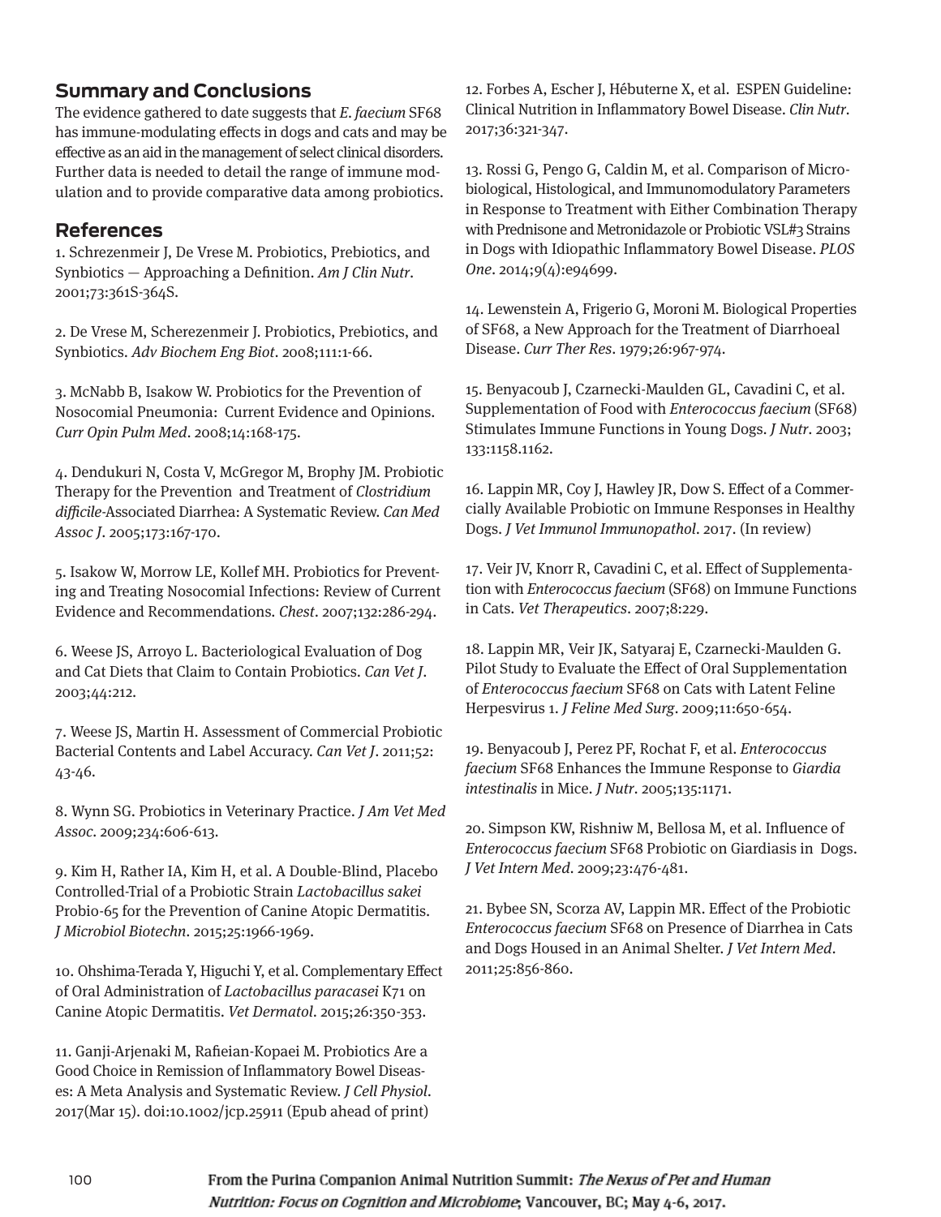## Summary and Conclusions

The evidence gathered to date suggests that *E. faecium* SF68 has immune-modulating effects in dogs and cats and may be effective as an aid in the management of select clinical disorders. Further data is needed to detail the range of immune modulation and to provide comparative data among probiotics.

## References

1. Schrezenmeir J, De Vrese M. Probiotics, Prebiotics, and Synbiotics — Approaching a Definition. *Am J Clin Nutr*. 2001;73:361S-364S.

2. De Vrese M, Scherezenmeir J. Probiotics, Prebiotics, and Synbiotics. *Adv Biochem Eng Biot*. 2008;111:1-66.

3. McNabb B, Isakow W. Probiotics for the Prevention of Nosocomial Pneumonia: Current Evidence and Opinions. *Curr Opin Pulm Med*. 2008;14:168-175.

4. Dendukuri N, Costa V, McGregor M, Brophy JM. Probiotic Therapy for the Prevention and Treatment of *Clostridium difficile*-Associated Diarrhea: A Systematic Review. *Can Med Assoc J*. 2005;173:167-170.

5. Isakow W, Morrow LE, Kollef MH. Probiotics for Preventing and Treating Nosocomial Infections: Review of Current Evidence and Recommendations. *Chest*. 2007;132:286-294.

6. Weese JS, Arroyo L. Bacteriological Evaluation of Dog and Cat Diets that Claim to Contain Probiotics. *Can Vet J*. 2003;44:212.

7. Weese JS, Martin H. Assessment of Commercial Probiotic Bacterial Contents and Label Accuracy. *Can Vet J*. 2011;52: 43-46.

8. Wynn SG. Probiotics in Veterinary Practice. *J Am Vet Med Assoc*. 2009;234:606-613.

9. Kim H, Rather IA, Kim H, et al. A Double-Blind, Placebo Controlled-Trial of a Probiotic Strain *Lactobacillus sakei* Probio-65 for the Prevention of Canine Atopic Dermatitis. *J Microbiol Biotechn*. 2015;25:1966-1969.

10. Ohshima-Terada Y, Higuchi Y, et al. Complementary Effect of Oral Administration of *Lactobacillus paracasei* K71 on Canine Atopic Dermatitis. *Vet Dermatol*. 2015;26:350-353.

11. Ganji-Arjenaki M, Rafieian-Kopaei M. Probiotics Are a Good Choice in Remission of Inflammatory Bowel Diseases: A Meta Analysis and Systematic Review. *J Cell Physiol*. 2017(Mar 15). doi:10.1002/jcp.25911 (Epub ahead of print)

12. Forbes A, Escher J, Hébuterne X, et al. ESPEN Guideline: Clinical Nutrition in Inflammatory Bowel Disease. *Clin Nutr*. 2017;36:321-347.

13. Rossi G, Pengo G, Caldin M, et al. Comparison of Microbiological, Histological, and Immunomodulatory Parameters in Response to Treatment with Either Combination Therapy with Prednisone and Metronidazole or Probiotic VSL#3 Strains in Dogs with Idiopathic Inflammatory Bowel Disease. *PLOS One*. 2014;9(4):e94699.

14. Lewenstein A, Frigerio G, Moroni M. Biological Properties of SF68, a New Approach for the Treatment of Diarrhoeal Disease. *Curr Ther Res*. 1979;26:967-974.

15. Benyacoub J, Czarnecki-Maulden GL, Cavadini C, et al. Supplementation of Food with *Enterococcus faecium* (SF68) Stimulates Immune Functions in Young Dogs. *J Nutr*. 2003; 133:1158.1162.

16. Lappin MR, Coy J, Hawley JR, Dow S. Effect of a Commercially Available Probiotic on Immune Responses in Healthy Dogs. *J Vet Immunol Immunopathol*. 2017. (In review)

17. Veir JV, Knorr R, Cavadini C, et al. Effect of Supplementation with *Enterococcus faecium* (SF68) on Immune Functions in Cats. *Vet Therapeutics*. 2007;8:229.

18. Lappin MR, Veir JK, Satyaraj E, Czarnecki-Maulden G. Pilot Study to Evaluate the Effect of Oral Supplementation of *Enterococcus faecium* SF68 on Cats with Latent Feline Herpesvirus 1. *J Feline Med Surg*. 2009;11:650-654.

19. Benyacoub J, Perez PF, Rochat F, et al. *Enterococcus faecium* SF68 Enhances the Immune Response to *Giardia intestinalis* in Mice. *J Nutr*. 2005;135:1171.

20. Simpson KW, Rishniw M, Bellosa M, et al. Influence of *Enterococcus faecium* SF68 Probiotic on Giardiasis in Dogs. *J Vet Intern Med*. 2009;23:476-481.

21. Bybee SN, Scorza AV, Lappin MR. Effect of the Probiotic *Enterococcus faecium* SF68 on Presence of Diarrhea in Cats and Dogs Housed in an Animal Shelter. *J Vet Intern Med*. 2011;25:856-860.